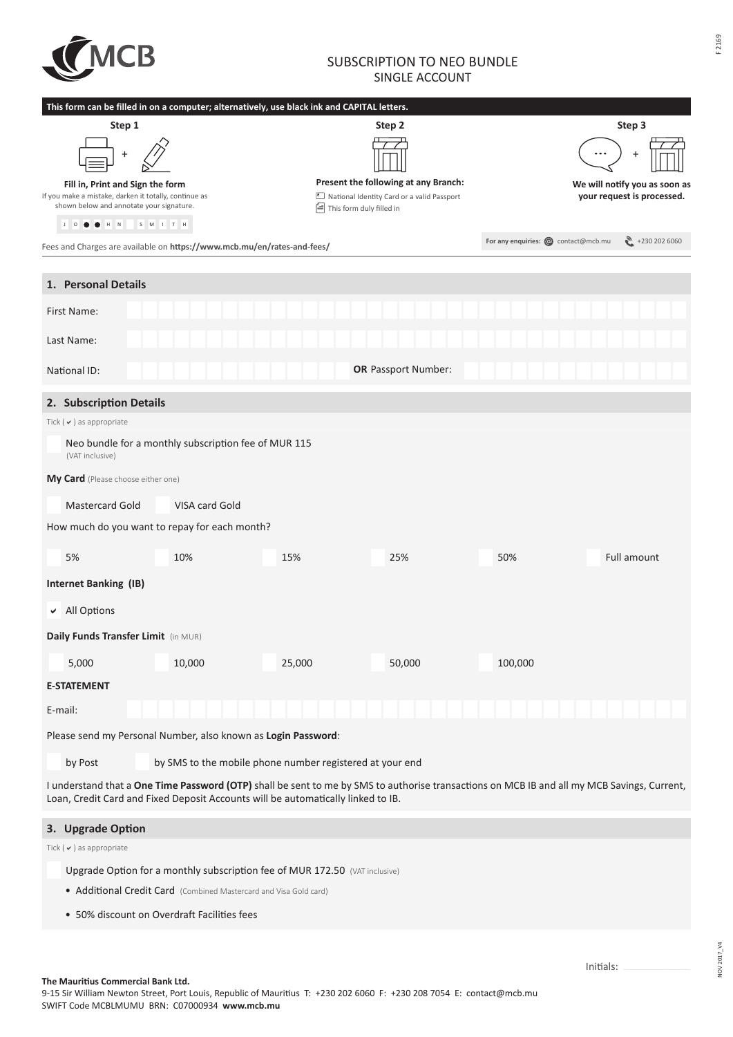MCB

# SUBSCRIPTION TO NEO BUNDLE
## SINGLE ACCOUNT

**This form can be filled in on a computer; alternatively, use black ink and CAPITAL letters.**

**Step 1**

**Fill in, Print and Sign the form**
If you make a mistake, darken it totally, continue as shown below and annotate your signature.

J O ● ● H N S M I T H

**Step 2**

**Present the following at any Branch:**
- National Identity Card or a valid Passport
- This form duly filled in

**Step 3**

**We will notify you as soon as your request is processed.**

Fees and Charges are available on **https://www.mcb.mu/en/rates-and-fees/**

**For any enquiries:** contact@mcb.mu +230 202 6060

## 1. Personal Details

First Name:

Last Name:

National ID: **OR** Passport Number:

## 2. Subscription Details

Tick ( ✔ ) as appropriate

☐ Neo bundle for a monthly subscription fee of MUR 115 (VAT inclusive)

**My Card** (Please choose either one)

☐ Mastercard Gold ☐ VISA card Gold

How much do you want to repay for each month?

☐ 5% ☐ 10% ☐ 15% ☐ 25% ☐ 50% ☐ Full amount

**Internet Banking (IB)**

✔ All Options

**Daily Funds Transfer Limit** (in MUR)

☐ 5,000 ☐ 10,000 ☐ 25,000 ☐ 50,000 ☐ 100,000

**E-STATEMENT**

E-mail:

Please send my Personal Number, also known as **Login Password**:

☐ by Post ☐ by SMS to the mobile phone number registered at your end

I understand that a **One Time Password (OTP)** shall be sent to me by SMS to authorise transactions on MCB IB and all my MCB Savings, Current, Loan, Credit Card and Fixed Deposit Accounts will be automatically linked to IB.

## 3. Upgrade Option

Tick ( ✔ ) as appropriate

☐ Upgrade Option for a monthly subscription fee of MUR 172.50 (VAT inclusive)

- Additional Credit Card (Combined Mastercard and Visa Gold card)
- 50% discount on Overdraft Facilities fees

Initials: ..................

**The Mauritius Commercial Bank Ltd.**
9-15 Sir William Newton Street, Port Louis, Republic of Mauritius T: +230 202 6060 F: +230 208 7054 E: contact@mcb.mu
SWIFT Code MCBLMUMU BRN: C07000934 **www.mcb.mu**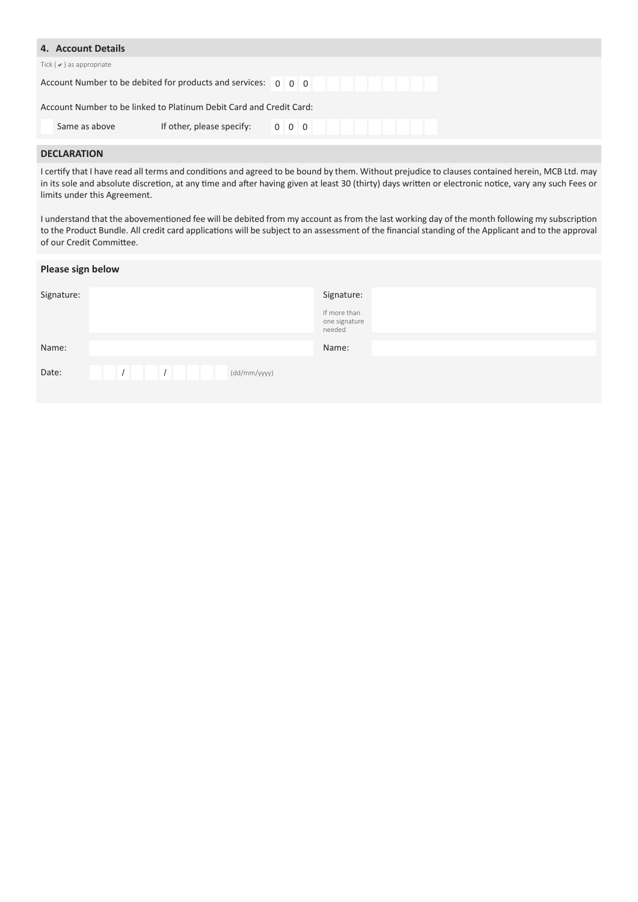## 4. Account Details

Tick ( ✔ ) as appropriate

Account Number to be debited for products and services: 0 0 0

Account Number to be linked to Platinum Debit Card and Credit Card:

Same as above If other, please specify: 0 0 0

## DECLARATION

I certify that I have read all terms and conditions and agreed to be bound by them. Without prejudice to clauses contained herein, MCB Ltd. may in its sole and absolute discretion, at any time and after having given at least 30 (thirty) days written or electronic notice, vary any such Fees or limits under this Agreement.

I understand that the abovementioned fee will be debited from my account as from the last working day of the month following my subscription to the Product Bundle. All credit card applications will be subject to an assessment of the financial standing of the Applicant and to the approval of our Credit Committee.

**Please sign below**

Signature:

Signature:
If more than one signature needed

Name:

Name:

Date: / / (dd/mm/yyyy)